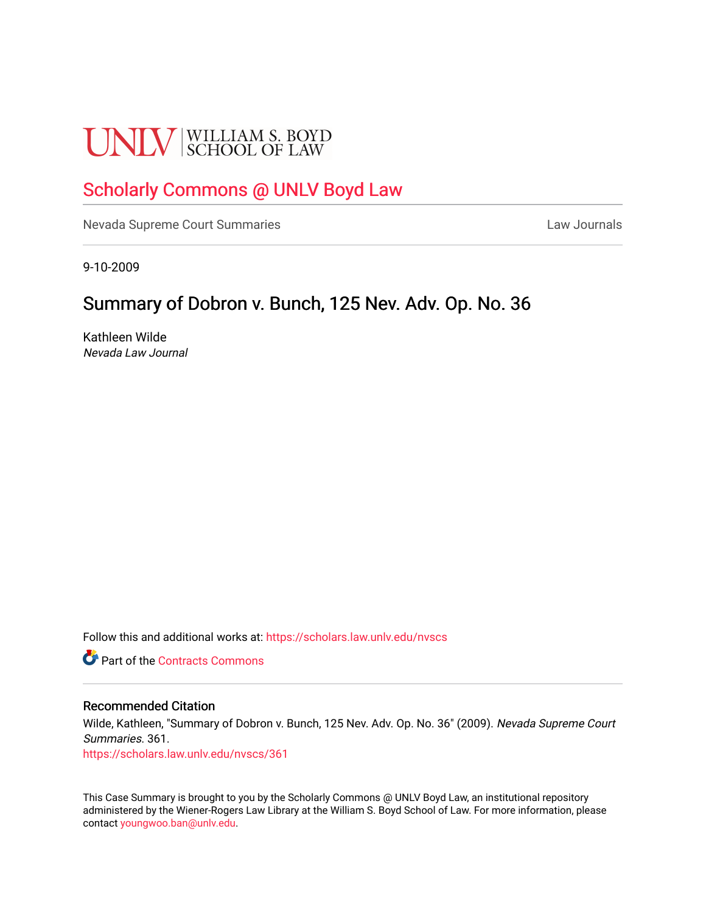UNLV | WILLIAM S. BOYD SCHOOL OF LAW

# Scholarly Commons @ UNLV Boyd Law

Nevada Supreme Court Summaries | Law Journals

9-10-2009

## Summary of Dobron v. Bunch, 125 Nev. Adv. Op. No. 36

Kathleen Wilde
*Nevada Law Journal*

Follow this and additional works at: https://scholars.law.unlv.edu/nvscs

Part of the Contracts Commons

### Recommended Citation

Wilde, Kathleen, "Summary of Dobron v. Bunch, 125 Nev. Adv. Op. No. 36" (2009). *Nevada Supreme Court Summaries*. 361.
https://scholars.law.unlv.edu/nvscs/361

This Case Summary is brought to you by the Scholarly Commons @ UNLV Boyd Law, an institutional repository administered by the Wiener-Rogers Law Library at the William S. Boyd School of Law. For more information, please contact youngwoo.ban@unlv.edu.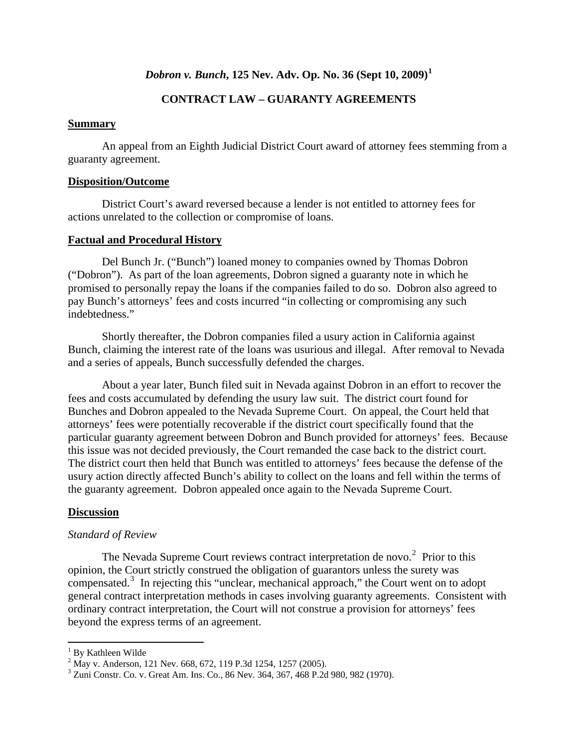# *Dobron v. Bunch*, 125 Nev. Adv. Op. No. 36 (Sept 10, 2009)[1]

## CONTRACT LAW – GUARANTY AGREEMENTS

### Summary

An appeal from an Eighth Judicial District Court award of attorney fees stemming from a guaranty agreement.

### Disposition/Outcome

District Court's award reversed because a lender is not entitled to attorney fees for actions unrelated to the collection or compromise of loans.

### Factual and Procedural History

Del Bunch Jr. ("Bunch") loaned money to companies owned by Thomas Dobron ("Dobron"). As part of the loan agreements, Dobron signed a guaranty note in which he promised to personally repay the loans if the companies failed to do so. Dobron also agreed to pay Bunch's attorneys' fees and costs incurred "in collecting or compromising any such indebtedness."

Shortly thereafter, the Dobron companies filed a usury action in California against Bunch, claiming the interest rate of the loans was usurious and illegal. After removal to Nevada and a series of appeals, Bunch successfully defended the charges.

About a year later, Bunch filed suit in Nevada against Dobron in an effort to recover the fees and costs accumulated by defending the usury law suit. The district court found for Bunches and Dobron appealed to the Nevada Supreme Court. On appeal, the Court held that attorneys' fees were potentially recoverable if the district court specifically found that the particular guaranty agreement between Dobron and Bunch provided for attorneys' fees. Because this issue was not decided previously, the Court remanded the case back to the district court. The district court then held that Bunch was entitled to attorneys' fees because the defense of the usury action directly affected Bunch's ability to collect on the loans and fell within the terms of the guaranty agreement. Dobron appealed once again to the Nevada Supreme Court.

### Discussion

*Standard of Review*

The Nevada Supreme Court reviews contract interpretation de novo.[2] Prior to this opinion, the Court strictly construed the obligation of guarantors unless the surety was compensated.[3] In rejecting this "unclear, mechanical approach," the Court went on to adopt general contract interpretation methods in cases involving guaranty agreements. Consistent with ordinary contract interpretation, the Court will not construe a provision for attorneys' fees beyond the express terms of an agreement.

[1] By Kathleen Wilde

[2] May v. Anderson, 121 Nev. 668, 672, 119 P.3d 1254, 1257 (2005).

[3] Zuni Constr. Co. v. Great Am. Ins. Co., 86 Nev. 364, 367, 468 P.2d 980, 982 (1970).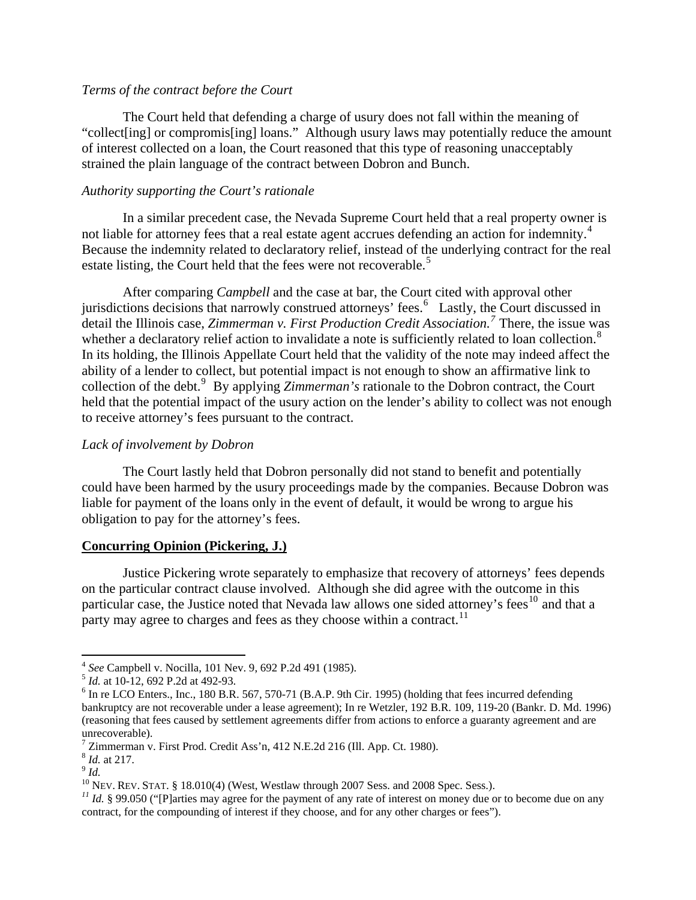*Terms of the contract before the Court*

The Court held that defending a charge of usury does not fall within the meaning of "collect[ing] or compromis[ing] loans." Although usury laws may potentially reduce the amount of interest collected on a loan, the Court reasoned that this type of reasoning unacceptably strained the plain language of the contract between Dobron and Bunch.

*Authority supporting the Court's rationale*

In a similar precedent case, the Nevada Supreme Court held that a real property owner is not liable for attorney fees that a real estate agent accrues defending an action for indemnity.[4] Because the indemnity related to declaratory relief, instead of the underlying contract for the real estate listing, the Court held that the fees were not recoverable.[5]

After comparing *Campbell* and the case at bar, the Court cited with approval other jurisdictions decisions that narrowly construed attorneys' fees.[6] Lastly, the Court discussed in detail the Illinois case, *Zimmerman v. First Production Credit Association.*[7] There, the issue was whether a declaratory relief action to invalidate a note is sufficiently related to loan collection.[8] In its holding, the Illinois Appellate Court held that the validity of the note may indeed affect the ability of a lender to collect, but potential impact is not enough to show an affirmative link to collection of the debt.[9] By applying *Zimmerman's* rationale to the Dobron contract, the Court held that the potential impact of the usury action on the lender's ability to collect was not enough to receive attorney's fees pursuant to the contract.

*Lack of involvement by Dobron*

The Court lastly held that Dobron personally did not stand to benefit and potentially could have been harmed by the usury proceedings made by the companies. Because Dobron was liable for payment of the loans only in the event of default, it would be wrong to argue his obligation to pay for the attorney's fees.

**Concurring Opinion (Pickering, J.)**

Justice Pickering wrote separately to emphasize that recovery of attorneys' fees depends on the particular contract clause involved. Although she did agree with the outcome in this particular case, the Justice noted that Nevada law allows one sided attorney's fees[10] and that a party may agree to charges and fees as they choose within a contract.[11]

---

[4] *See* Campbell v. Nocilla, 101 Nev. 9, 692 P.2d 491 (1985).

[5] *Id.* at 10-12, 692 P.2d at 492-93.

[6] In re LCO Enters., Inc., 180 B.R. 567, 570-71 (B.A.P. 9th Cir. 1995) (holding that fees incurred defending bankruptcy are not recoverable under a lease agreement); In re Wetzler, 192 B.R. 109, 119-20 (Bankr. D. Md. 1996) (reasoning that fees caused by settlement agreements differ from actions to enforce a guaranty agreement and are unrecoverable).

[7] Zimmerman v. First Prod. Credit Ass'n, 412 N.E.2d 216 (Ill. App. Ct. 1980).

[8] *Id.* at 217.

[9] *Id.*

[10] NEV. REV. STAT. § 18.010(4) (West, Westlaw through 2007 Sess. and 2008 Spec. Sess.).

[11] *Id.* § 99.050 ("[P]arties may agree for the payment of any rate of interest on money due or to become due on any contract, for the compounding of interest if they choose, and for any other charges or fees").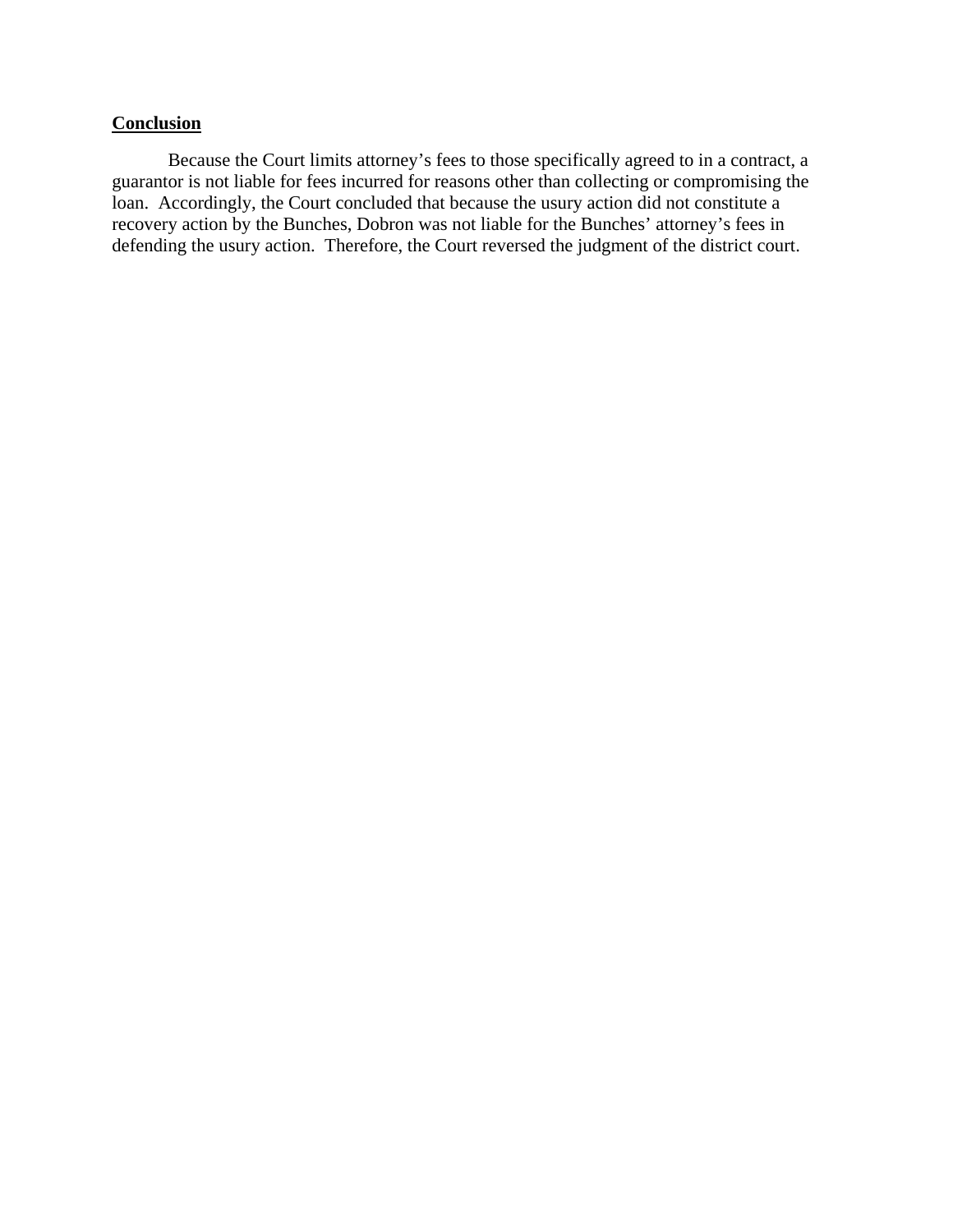**Conclusion**

Because the Court limits attorney's fees to those specifically agreed to in a contract, a guarantor is not liable for fees incurred for reasons other than collecting or compromising the loan. Accordingly, the Court concluded that because the usury action did not constitute a recovery action by the Bunches, Dobron was not liable for the Bunches' attorney's fees in defending the usury action. Therefore, the Court reversed the judgment of the district court.